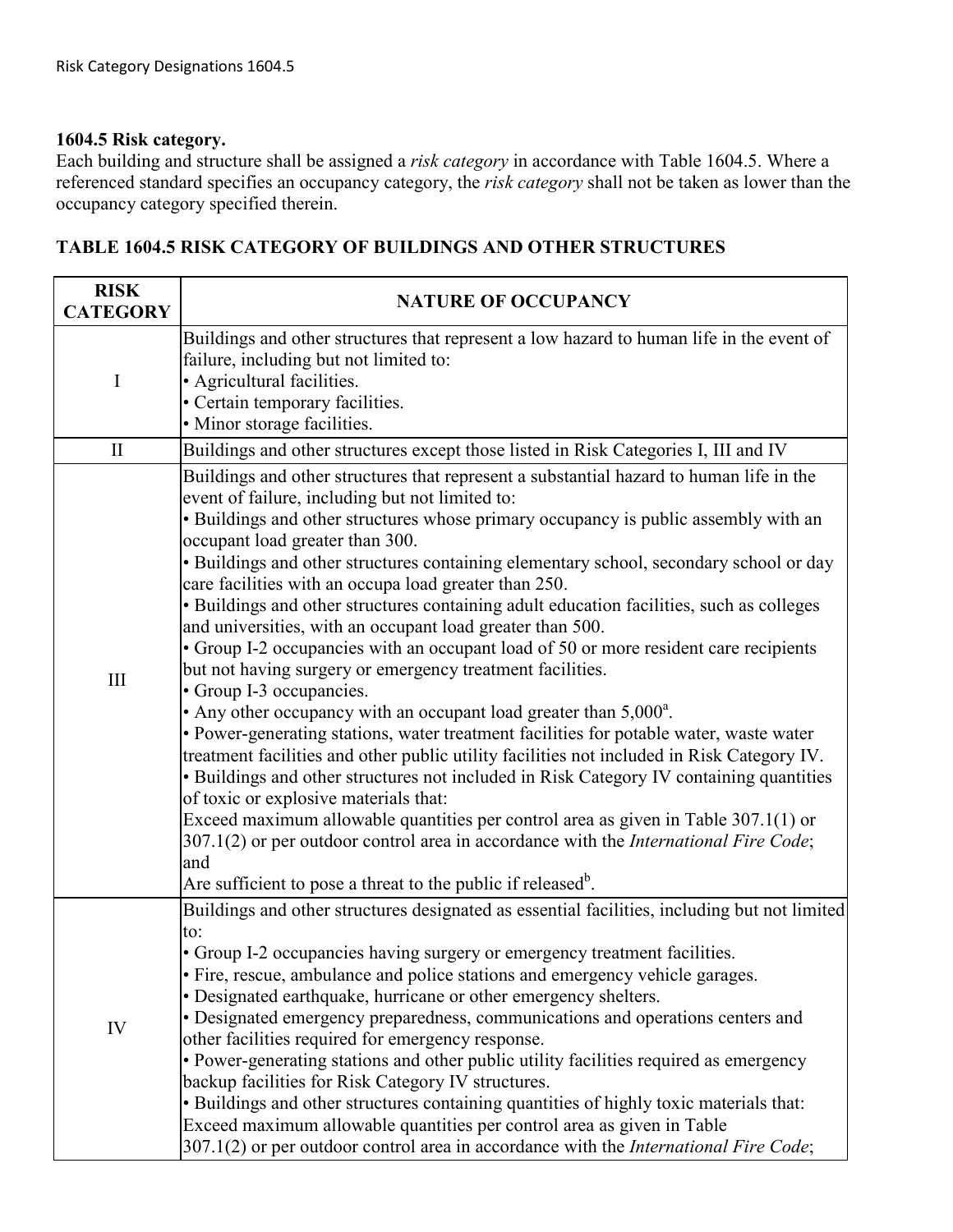Risk Category Designations 1604.5

**1604.5 Risk category.**

Each building and structure shall be assigned a *risk category* in accordance with Table 1604.5. Where a referenced standard specifies an occupancy category, the *risk category* shall not be taken as lower than the occupancy category specified therein.

**TABLE 1604.5 RISK CATEGORY OF BUILDINGS AND OTHER STRUCTURES**

| RISK CATEGORY | NATURE OF OCCUPANCY |
|---|---|
| I | Buildings and other structures that represent a low hazard to human life in the event of failure, including but not limited to:<br>• Agricultural facilities.<br>• Certain temporary facilities.<br>• Minor storage facilities. |
| II | Buildings and other structures except those listed in Risk Categories I, III and IV |
| III | Buildings and other structures that represent a substantial hazard to human life in the event of failure, including but not limited to:<br>• Buildings and other structures whose primary occupancy is public assembly with an occupant load greater than 300.<br>• Buildings and other structures containing elementary school, secondary school or day care facilities with an occupa load greater than 250.<br>• Buildings and other structures containing adult education facilities, such as colleges and universities, with an occupant load greater than 500.<br>• Group I-2 occupancies with an occupant load of 50 or more resident care recipients but not having surgery or emergency treatment facilities.<br>• Group I-3 occupancies.<br>• Any other occupancy with an occupant load greater than 5,000[a].<br>• Power-generating stations, water treatment facilities for potable water, waste water treatment facilities and other public utility facilities not included in Risk Category IV.<br>• Buildings and other structures not included in Risk Category IV containing quantities of toxic or explosive materials that:<br>Exceed maximum allowable quantities per control area as given in Table 307.1(1) or 307.1(2) or per outdoor control area in accordance with the *International Fire Code*; and<br>Are sufficient to pose a threat to the public if released[b]. |
| IV | Buildings and other structures designated as essential facilities, including but not limited to:<br>• Group I-2 occupancies having surgery or emergency treatment facilities.<br>• Fire, rescue, ambulance and police stations and emergency vehicle garages.<br>• Designated earthquake, hurricane or other emergency shelters.<br>• Designated emergency preparedness, communications and operations centers and other facilities required for emergency response.<br>• Power-generating stations and other public utility facilities required as emergency backup facilities for Risk Category IV structures.<br>• Buildings and other structures containing quantities of highly toxic materials that:<br>Exceed maximum allowable quantities per control area as given in Table 307.1(2) or per outdoor control area in accordance with the *International Fire Code*; |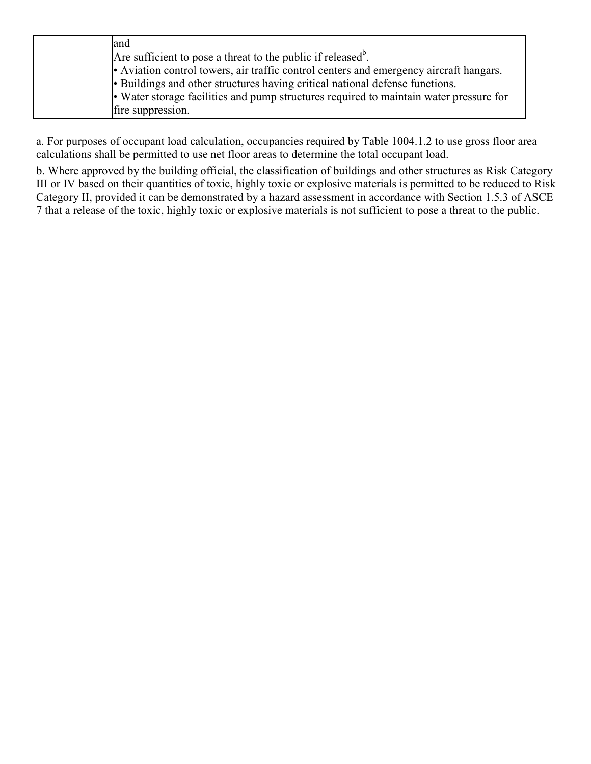| | |
|---|---|
| | and<br>Are sufficient to pose a threat to the public if released[b].<br>• Aviation control towers, air traffic control centers and emergency aircraft hangars.<br>• Buildings and other structures having critical national defense functions.<br>• Water storage facilities and pump structures required to maintain water pressure for fire suppression. |

a. For purposes of occupant load calculation, occupancies required by Table 1004.1.2 to use gross floor area calculations shall be permitted to use net floor areas to determine the total occupant load.

b. Where approved by the building official, the classification of buildings and other structures as Risk Category III or IV based on their quantities of toxic, highly toxic or explosive materials is permitted to be reduced to Risk Category II, provided it can be demonstrated by a hazard assessment in accordance with Section 1.5.3 of ASCE 7 that a release of the toxic, highly toxic or explosive materials is not sufficient to pose a threat to the public.